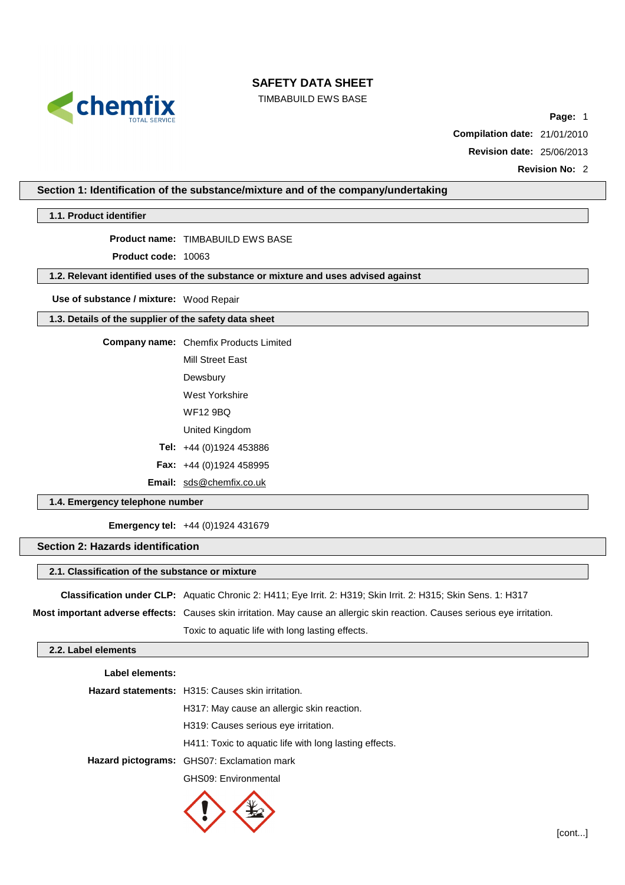# SAFETY DATA SHEET

TIMBABUILD EWS BASE

**Compilation date:** 21/01/2010

**Revision date:** 25/06/2013

**Revision No:** 2

## Section 1: Identification of the substance/mixture and of the company/undertaking

### 1.1. Product identifier

**Product name:** TIMBABUILD EWS BASE

**Product code:** 10063

### 1.2. Relevant identified uses of the substance or mixture and uses advised against

**Use of substance / mixture:** Wood Repair

### 1.3. Details of the supplier of the safety data sheet

**Company name:** Chemfix Products Limited

Mill Street East

Dewsbury

West Yorkshire

WF12 9BQ

United Kingdom

**Tel:** +44 (0)1924 453886

**Fax:** +44 (0)1924 458995

**Email:** sds@chemfix.co.uk

### 1.4. Emergency telephone number

**Emergency tel:** +44 (0)1924 431679

## Section 2: Hazards identification

### 2.1. Classification of the substance or mixture

**Classification under CLP:** Aquatic Chronic 2: H411; Eye Irrit. 2: H319; Skin Irrit. 2: H315; Skin Sens. 1: H317

**Most important adverse effects:** Causes skin irritation. May cause an allergic skin reaction. Causes serious eye irritation. Toxic to aquatic life with long lasting effects.

### 2.2. Label elements

**Label elements:**

**Hazard statements:** H315: Causes skin irritation.

H317: May cause an allergic skin reaction.

H319: Causes serious eye irritation.

H411: Toxic to aquatic life with long lasting effects.

**Hazard pictograms:** GHS07: Exclamation mark

GHS09: Environmental

[cont...]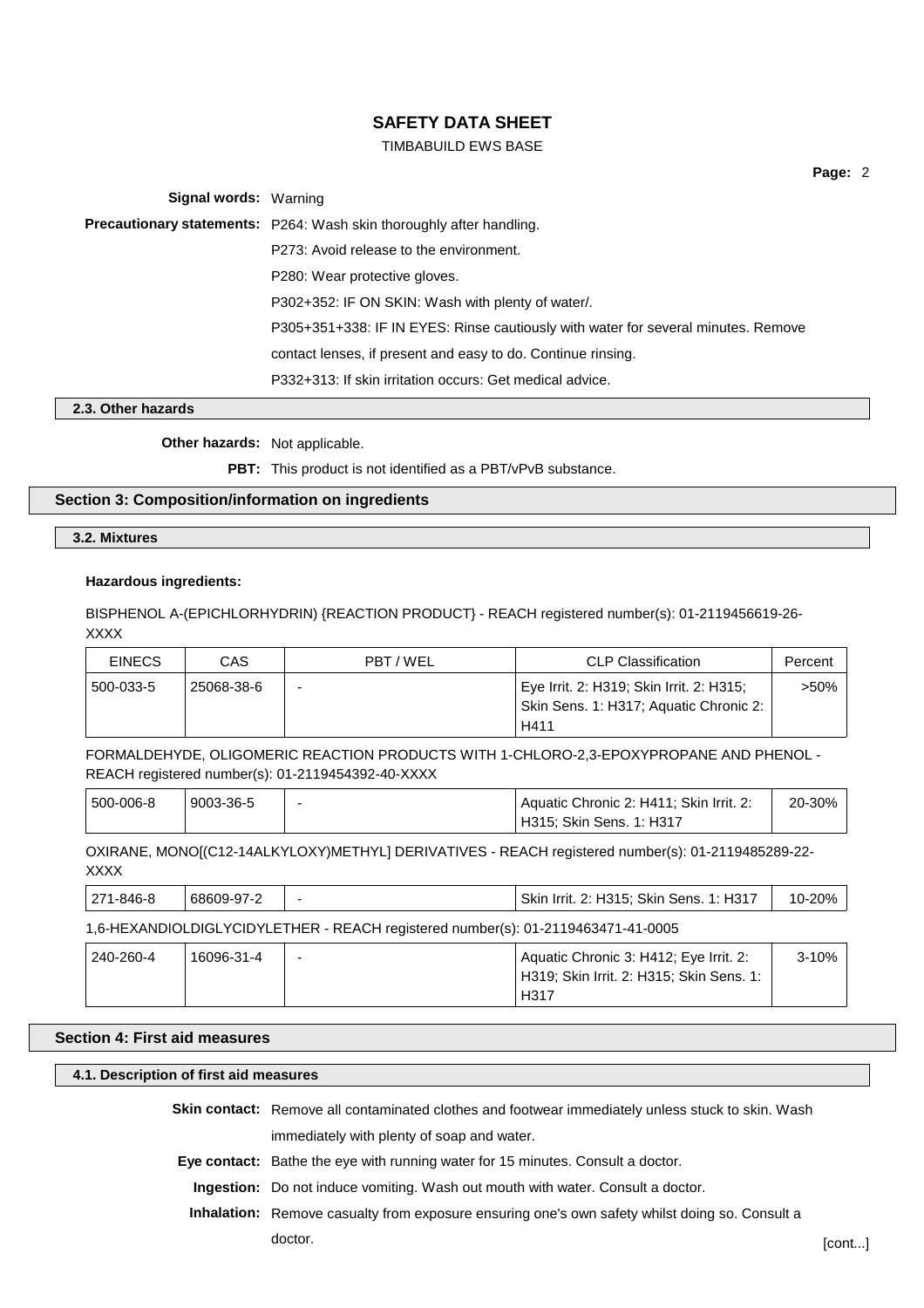**Signal words:** Warning

**Precautionary statements:** P264: Wash skin thoroughly after handling.

P273: Avoid release to the environment.

P280: Wear protective gloves.

P302+352: IF ON SKIN: Wash with plenty of water/.

P305+351+338: IF IN EYES: Rinse cautiously with water for several minutes. Remove contact lenses, if present and easy to do. Continue rinsing.

P332+313: If skin irritation occurs: Get medical advice.

### 2.3. Other hazards

**Other hazards:** Not applicable.

**PBT:** This product is not identified as a PBT/vPvB substance.

## Section 3: Composition/information on ingredients

### 3.2. Mixtures

**Hazardous ingredients:**

BISPHENOL A-(EPICHLORHYDRIN) {REACTION PRODUCT} - REACH registered number(s): 01-2119456619-26-XXXX

| EINECS | CAS | PBT / WEL | CLP Classification | Percent |
|---|---|---|---|---|
| 500-033-5 | 25068-38-6 | - | Eye Irrit. 2: H319; Skin Irrit. 2: H315; Skin Sens. 1: H317; Aquatic Chronic 2: H411 | >50% |

FORMALDEHYDE, OLIGOMERIC REACTION PRODUCTS WITH 1-CHLORO-2,3-EPOXYPROPANE AND PHENOL - REACH registered number(s): 01-2119454392-40-XXXX

| EINECS | CAS | PBT / WEL | CLP Classification | Percent |
|---|---|---|---|---|
| 500-006-8 | 9003-36-5 | - | Aquatic Chronic 2: H411; Skin Irrit. 2: H315; Skin Sens. 1: H317 | 20-30% |

OXIRANE, MONO[(C12-14ALKYLOXY)METHYL] DERIVATIVES - REACH registered number(s): 01-2119485289-22-XXXX

| EINECS | CAS | PBT / WEL | CLP Classification | Percent |
|---|---|---|---|---|
| 271-846-8 | 68609-97-2 | - | Skin Irrit. 2: H315; Skin Sens. 1: H317 | 10-20% |

1,6-HEXANDIOLDIGLYCIDYLETHER - REACH registered number(s): 01-2119463471-41-0005

| EINECS | CAS | PBT / WEL | CLP Classification | Percent |
|---|---|---|---|---|
| 240-260-4 | 16096-31-4 | - | Aquatic Chronic 3: H412; Eye Irrit. 2: H319; Skin Irrit. 2: H315; Skin Sens. 1: H317 | 3-10% |

## Section 4: First aid measures

### 4.1. Description of first aid measures

**Skin contact:** Remove all contaminated clothes and footwear immediately unless stuck to skin. Wash immediately with plenty of soap and water.

**Eye contact:** Bathe the eye with running water for 15 minutes. Consult a doctor.

**Ingestion:** Do not induce vomiting. Wash out mouth with water. Consult a doctor.

**Inhalation:** Remove casualty from exposure ensuring one's own safety whilst doing so. Consult a doctor.

[cont...]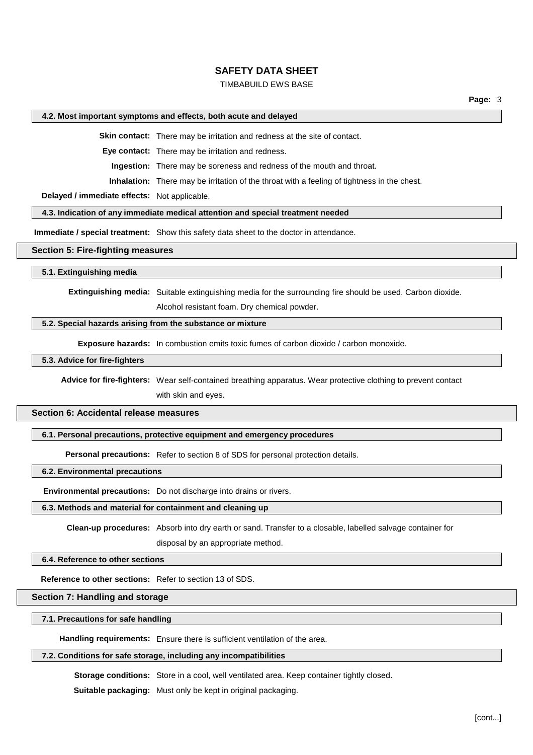### 4.2. Most important symptoms and effects, both acute and delayed

**Skin contact:** There may be irritation and redness at the site of contact.

**Eye contact:** There may be irritation and redness.

**Ingestion:** There may be soreness and redness of the mouth and throat.

**Inhalation:** There may be irritation of the throat with a feeling of tightness in the chest.

**Delayed / immediate effects:** Not applicable.

### 4.3. Indication of any immediate medical attention and special treatment needed

**Immediate / special treatment:** Show this safety data sheet to the doctor in attendance.

## Section 5: Fire-fighting measures

### 5.1. Extinguishing media

**Extinguishing media:** Suitable extinguishing media for the surrounding fire should be used. Carbon dioxide. Alcohol resistant foam. Dry chemical powder.

### 5.2. Special hazards arising from the substance or mixture

**Exposure hazards:** In combustion emits toxic fumes of carbon dioxide / carbon monoxide.

### 5.3. Advice for fire-fighters

**Advice for fire-fighters:** Wear self-contained breathing apparatus. Wear protective clothing to prevent contact with skin and eyes.

## Section 6: Accidental release measures

### 6.1. Personal precautions, protective equipment and emergency procedures

**Personal precautions:** Refer to section 8 of SDS for personal protection details.

### 6.2. Environmental precautions

**Environmental precautions:** Do not discharge into drains or rivers.

### 6.3. Methods and material for containment and cleaning up

**Clean-up procedures:** Absorb into dry earth or sand. Transfer to a closable, labelled salvage container for disposal by an appropriate method.

### 6.4. Reference to other sections

**Reference to other sections:** Refer to section 13 of SDS.

## Section 7: Handling and storage

### 7.1. Precautions for safe handling

**Handling requirements:** Ensure there is sufficient ventilation of the area.

### 7.2. Conditions for safe storage, including any incompatibilities

**Storage conditions:** Store in a cool, well ventilated area. Keep container tightly closed.

**Suitable packaging:** Must only be kept in original packaging.

[cont...]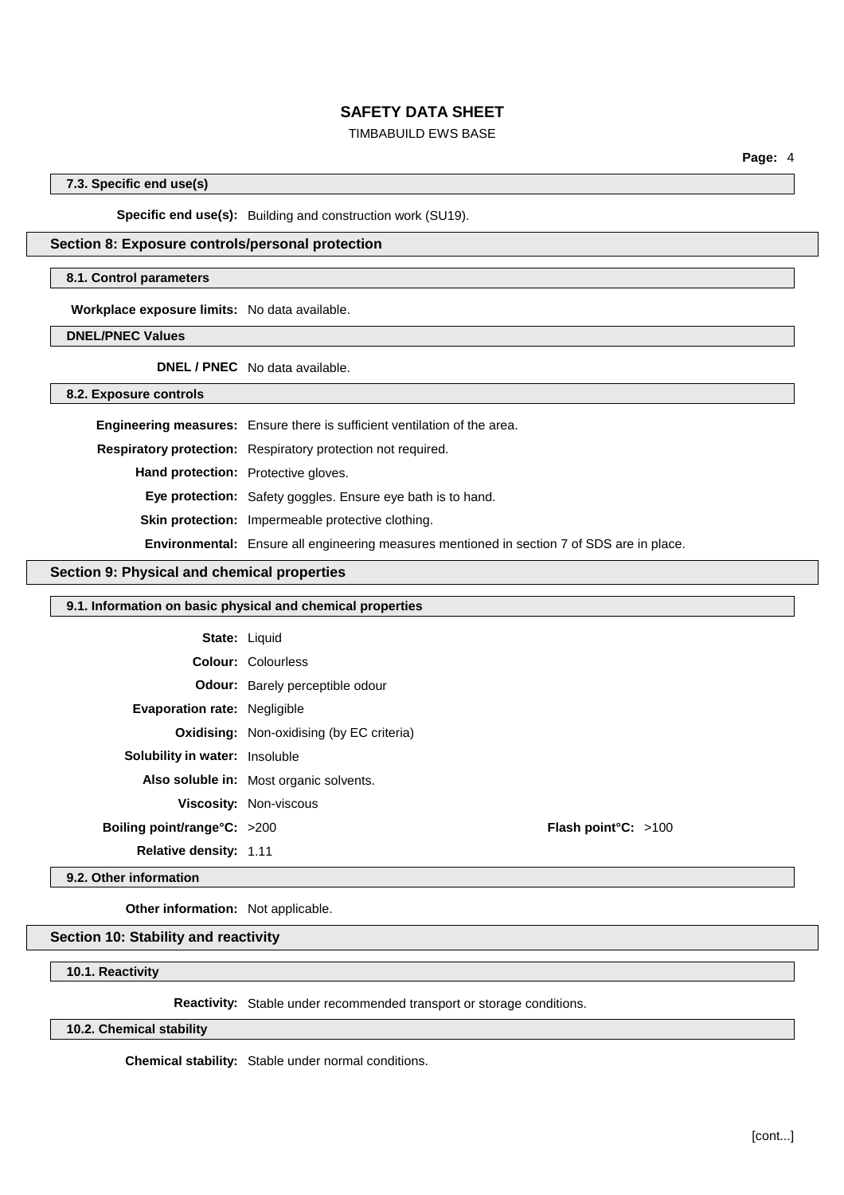### 7.3. Specific end use(s)

**Specific end use(s):** Building and construction work (SU19).

## Section 8: Exposure controls/personal protection

### 8.1. Control parameters

**Workplace exposure limits:** No data available.

### DNEL/PNEC Values

**DNEL / PNEC** No data available.

### 8.2. Exposure controls

**Engineering measures:** Ensure there is sufficient ventilation of the area.

**Respiratory protection:** Respiratory protection not required.

**Hand protection:** Protective gloves.

**Eye protection:** Safety goggles. Ensure eye bath is to hand.

**Skin protection:** Impermeable protective clothing.

**Environmental:** Ensure all engineering measures mentioned in section 7 of SDS are in place.

## Section 9: Physical and chemical properties

### 9.1. Information on basic physical and chemical properties

**State:** Liquid

**Colour:** Colourless

**Odour:** Barely perceptible odour

**Evaporation rate:** Negligible

**Oxidising:** Non-oxidising (by EC criteria)

**Solubility in water:** Insoluble

**Also soluble in:** Most organic solvents.

**Viscosity:** Non-viscous

**Boiling point/range°C:** >200

**Flash point°C:** >100

**Relative density:** 1.11

### 9.2. Other information

**Other information:** Not applicable.

## Section 10: Stability and reactivity

### 10.1. Reactivity

**Reactivity:** Stable under recommended transport or storage conditions.

### 10.2. Chemical stability

**Chemical stability:** Stable under normal conditions.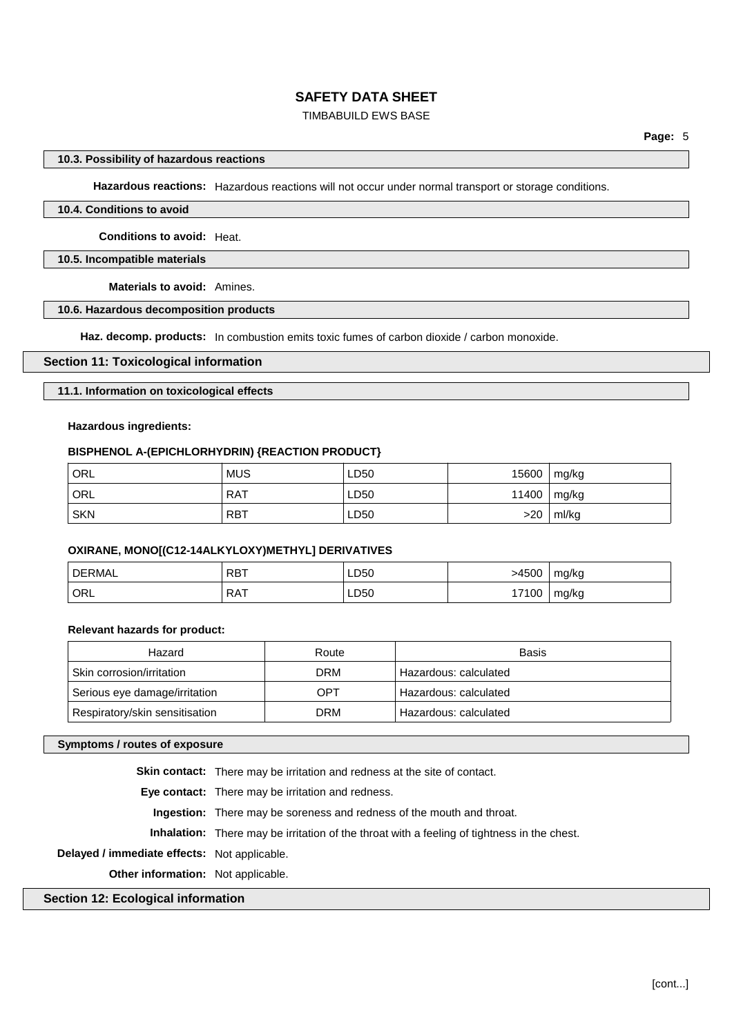### 10.3. Possibility of hazardous reactions

**Hazardous reactions:** Hazardous reactions will not occur under normal transport or storage conditions.

### 10.4. Conditions to avoid

**Conditions to avoid:** Heat.

### 10.5. Incompatible materials

**Materials to avoid:** Amines.

### 10.6. Hazardous decomposition products

**Haz. decomp. products:** In combustion emits toxic fumes of carbon dioxide / carbon monoxide.

## Section 11: Toxicological information

### 11.1. Information on toxicological effects

**Hazardous ingredients:**

**BISPHENOL A-(EPICHLORHYDRIN) {REACTION PRODUCT}**

| | | | | |
|---|---|---|---|---|
| ORL | MUS | LD50 | 15600 | mg/kg |
| ORL | RAT | LD50 | 11400 | mg/kg |
| SKN | RBT | LD50 | >20 | ml/kg |

**OXIRANE, MONO[(C12-14ALKYLOXY)METHYL] DERIVATIVES**

| | | | | |
|---|---|---|---|---|
| DERMAL | RBT | LD50 | >4500 | mg/kg |
| ORL | RAT | LD50 | 17100 | mg/kg |

**Relevant hazards for product:**

| Hazard | Route | Basis |
|---|---|---|
| Skin corrosion/irritation | DRM | Hazardous: calculated |
| Serious eye damage/irritation | OPT | Hazardous: calculated |
| Respiratory/skin sensitisation | DRM | Hazardous: calculated |

### Symptoms / routes of exposure

**Skin contact:** There may be irritation and redness at the site of contact.

**Eye contact:** There may be irritation and redness.

**Ingestion:** There may be soreness and redness of the mouth and throat.

**Inhalation:** There may be irritation of the throat with a feeling of tightness in the chest.

**Delayed / immediate effects:** Not applicable.

**Other information:** Not applicable.

## Section 12: Ecological information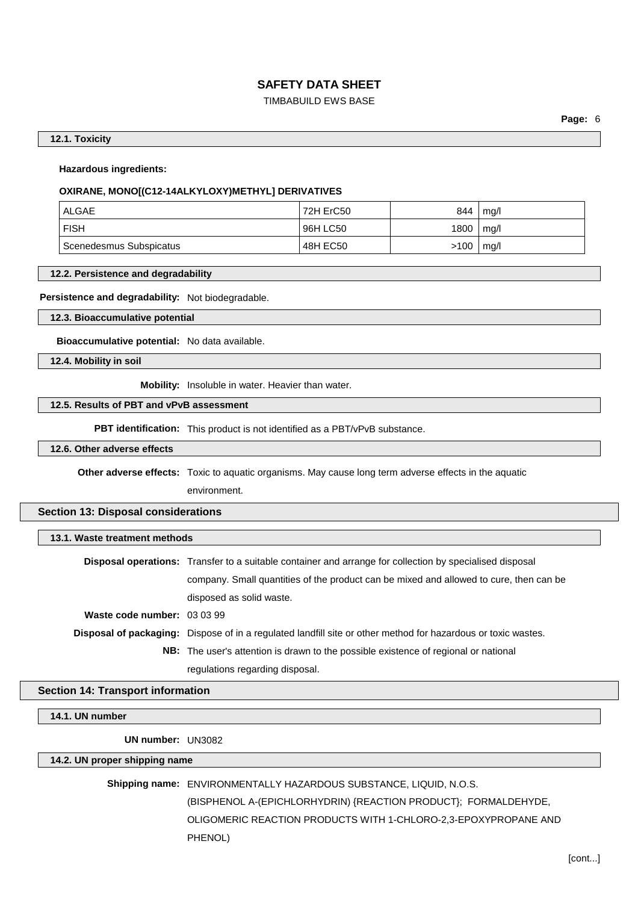#### 12.1. Toxicity

**Hazardous ingredients:**

**OXIRANE, MONO[(C12-14ALKYLOXY)METHYL] DERIVATIVES**

| | | | |
|---|---|---|---|
| ALGAE | 72H ErC50 | 844 | mg/l |
| FISH | 96H LC50 | 1800 | mg/l |
| Scenedesmus Subspicatus | 48H EC50 | >100 | mg/l |

#### 12.2. Persistence and degradability

**Persistence and degradability:** Not biodegradable.

#### 12.3. Bioaccumulative potential

**Bioaccumulative potential:** No data available.

#### 12.4. Mobility in soil

**Mobility:** Insoluble in water. Heavier than water.

#### 12.5. Results of PBT and vPvB assessment

**PBT identification:** This product is not identified as a PBT/vPvB substance.

#### 12.6. Other adverse effects

**Other adverse effects:** Toxic to aquatic organisms. May cause long term adverse effects in the aquatic environment.

## Section 13: Disposal considerations

#### 13.1. Waste treatment methods

**Disposal operations:** Transfer to a suitable container and arrange for collection by specialised disposal company. Small quantities of the product can be mixed and allowed to cure, then can be disposed as solid waste.

**Waste code number:** 03 03 99

**Disposal of packaging:** Dispose of in a regulated landfill site or other method for hazardous or toxic wastes.

**NB:** The user's attention is drawn to the possible existence of regional or national regulations regarding disposal.

## Section 14: Transport information

#### 14.1. UN number

**UN number:** UN3082

#### 14.2. UN proper shipping name

**Shipping name:** ENVIRONMENTALLY HAZARDOUS SUBSTANCE, LIQUID, N.O.S. (BISPHENOL A-(EPICHLORHYDRIN) {REACTION PRODUCT}; FORMALDEHYDE, OLIGOMERIC REACTION PRODUCTS WITH 1-CHLORO-2,3-EPOXYPROPANE AND PHENOL)

[cont...]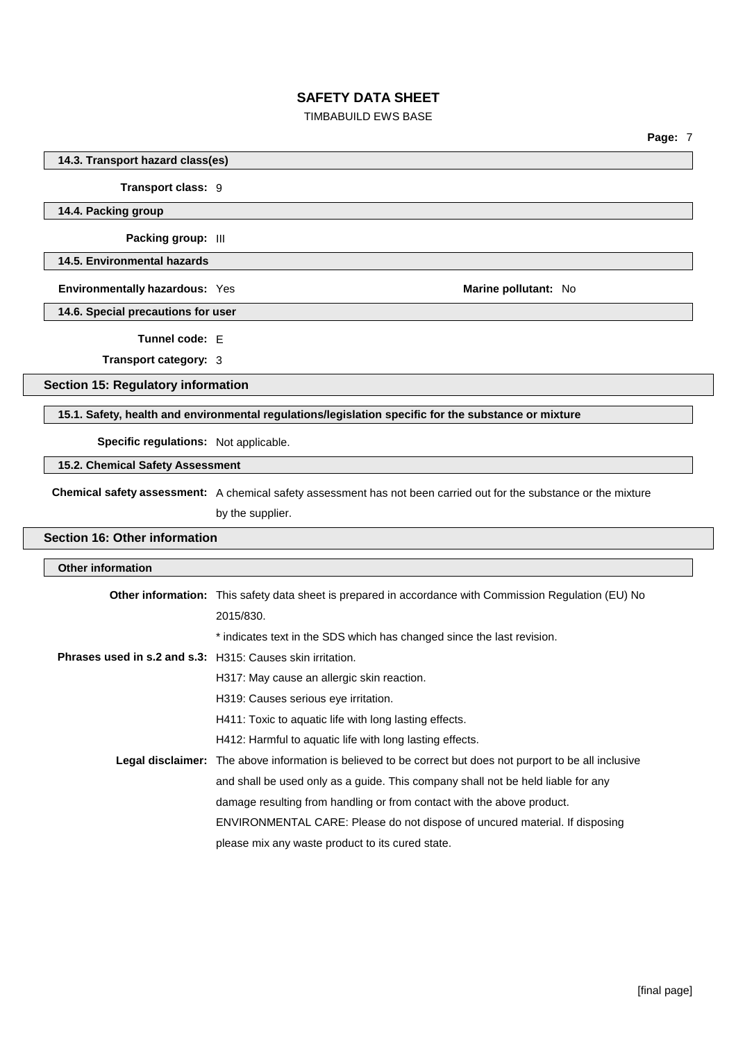### 14.3. Transport hazard class(es)

**Transport class:** 9

### 14.4. Packing group

**Packing group:** III

### 14.5. Environmental hazards

**Environmentally hazardous:** Yes

**Marine pollutant:** No

### 14.6. Special precautions for user

**Tunnel code:** E

**Transport category:** 3

## Section 15: Regulatory information

### 15.1. Safety, health and environmental regulations/legislation specific for the substance or mixture

**Specific regulations:** Not applicable.

### 15.2. Chemical Safety Assessment

**Chemical safety assessment:** A chemical safety assessment has not been carried out for the substance or the mixture by the supplier.

## Section 16: Other information

### Other information

**Other information:** This safety data sheet is prepared in accordance with Commission Regulation (EU) No 2015/830.

* indicates text in the SDS which has changed since the last revision.

**Phrases used in s.2 and s.3:** H315: Causes skin irritation.

H317: May cause an allergic skin reaction.

H319: Causes serious eye irritation.

H411: Toxic to aquatic life with long lasting effects.

H412: Harmful to aquatic life with long lasting effects.

**Legal disclaimer:** The above information is believed to be correct but does not purport to be all inclusive and shall be used only as a guide. This company shall not be held liable for any damage resulting from handling or from contact with the above product.

ENVIRONMENTAL CARE: Please do not dispose of uncured material. If disposing please mix any waste product to its cured state.

[final page]